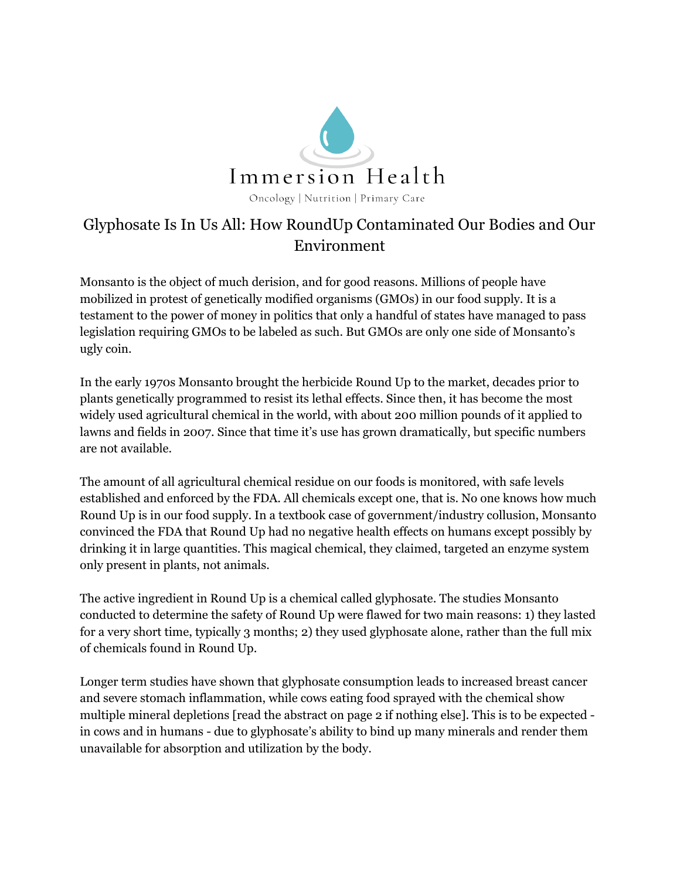Immersion Health

Oncology | Nutrition | Primary Care

# Glyphosate Is In Us All: How RoundUp Contaminated Our Bodies and Our Environment

Monsanto is the object of much derision, and for good reasons. Millions of people have mobilized in protest of genetically modified organisms (GMOs) in our food supply. It is a testament to the power of money in politics that only a handful of states have managed to pass legislation requiring GMOs to be labeled as such. But GMOs are only one side of Monsanto's ugly coin.

In the early 1970s Monsanto brought the herbicide Round Up to the market, decades prior to plants genetically programmed to resist its lethal effects. Since then, it has become the most widely used agricultural chemical in the world, with about 200 million pounds of it applied to lawns and fields in 2007. Since that time it's use has grown dramatically, but specific numbers are not available.

The amount of all agricultural chemical residue on our foods is monitored, with safe levels established and enforced by the FDA. All chemicals except one, that is. No one knows how much Round Up is in our food supply. In a textbook case of government/industry collusion, Monsanto convinced the FDA that Round Up had no negative health effects on humans except possibly by drinking it in large quantities. This magical chemical, they claimed, targeted an enzyme system only present in plants, not animals.

The active ingredient in Round Up is a chemical called glyphosate. The studies Monsanto conducted to determine the safety of Round Up were flawed for two main reasons: 1) they lasted for a very short time, typically 3 months; 2) they used glyphosate alone, rather than the full mix of chemicals found in Round Up.

Longer term studies have shown that glyphosate consumption leads to increased breast cancer and severe stomach inflammation, while cows eating food sprayed with the chemical show multiple mineral depletions [read the abstract on page 2 if nothing else]. This is to be expected - in cows and in humans - due to glyphosate's ability to bind up many minerals and render them unavailable for absorption and utilization by the body.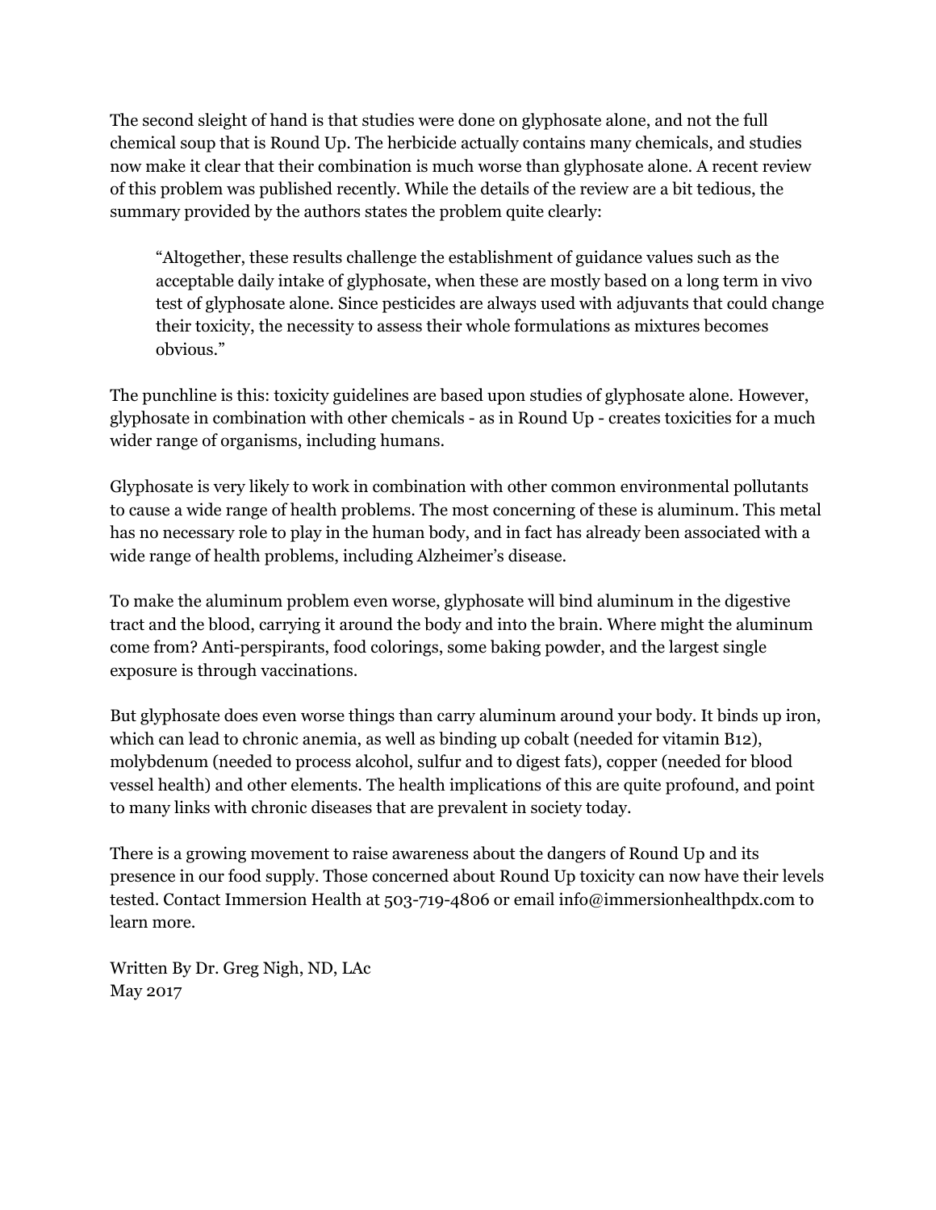The second sleight of hand is that studies were done on glyphosate alone, and not the full chemical soup that is Round Up. The herbicide actually contains many chemicals, and studies now make it clear that their combination is much worse than glyphosate alone. A recent review of this problem was published recently. While the details of the review are a bit tedious, the summary provided by the authors states the problem quite clearly:

> "Altogether, these results challenge the establishment of guidance values such as the acceptable daily intake of glyphosate, when these are mostly based on a long term in vivo test of glyphosate alone. Since pesticides are always used with adjuvants that could change their toxicity, the necessity to assess their whole formulations as mixtures becomes obvious."

The punchline is this: toxicity guidelines are based upon studies of glyphosate alone. However, glyphosate in combination with other chemicals - as in Round Up - creates toxicities for a much wider range of organisms, including humans.

Glyphosate is very likely to work in combination with other common environmental pollutants to cause a wide range of health problems. The most concerning of these is aluminum. This metal has no necessary role to play in the human body, and in fact has already been associated with a wide range of health problems, including Alzheimer's disease.

To make the aluminum problem even worse, glyphosate will bind aluminum in the digestive tract and the blood, carrying it around the body and into the brain. Where might the aluminum come from? Anti-perspirants, food colorings, some baking powder, and the largest single exposure is through vaccinations.

But glyphosate does even worse things than carry aluminum around your body. It binds up iron, which can lead to chronic anemia, as well as binding up cobalt (needed for vitamin B12), molybdenum (needed to process alcohol, sulfur and to digest fats), copper (needed for blood vessel health) and other elements. The health implications of this are quite profound, and point to many links with chronic diseases that are prevalent in society today.

There is a growing movement to raise awareness about the dangers of Round Up and its presence in our food supply. Those concerned about Round Up toxicity can now have their levels tested. Contact Immersion Health at 503-719-4806 or email info@immersionhealthpdx.com to learn more.

Written By Dr. Greg Nigh, ND, LAc
May 2017